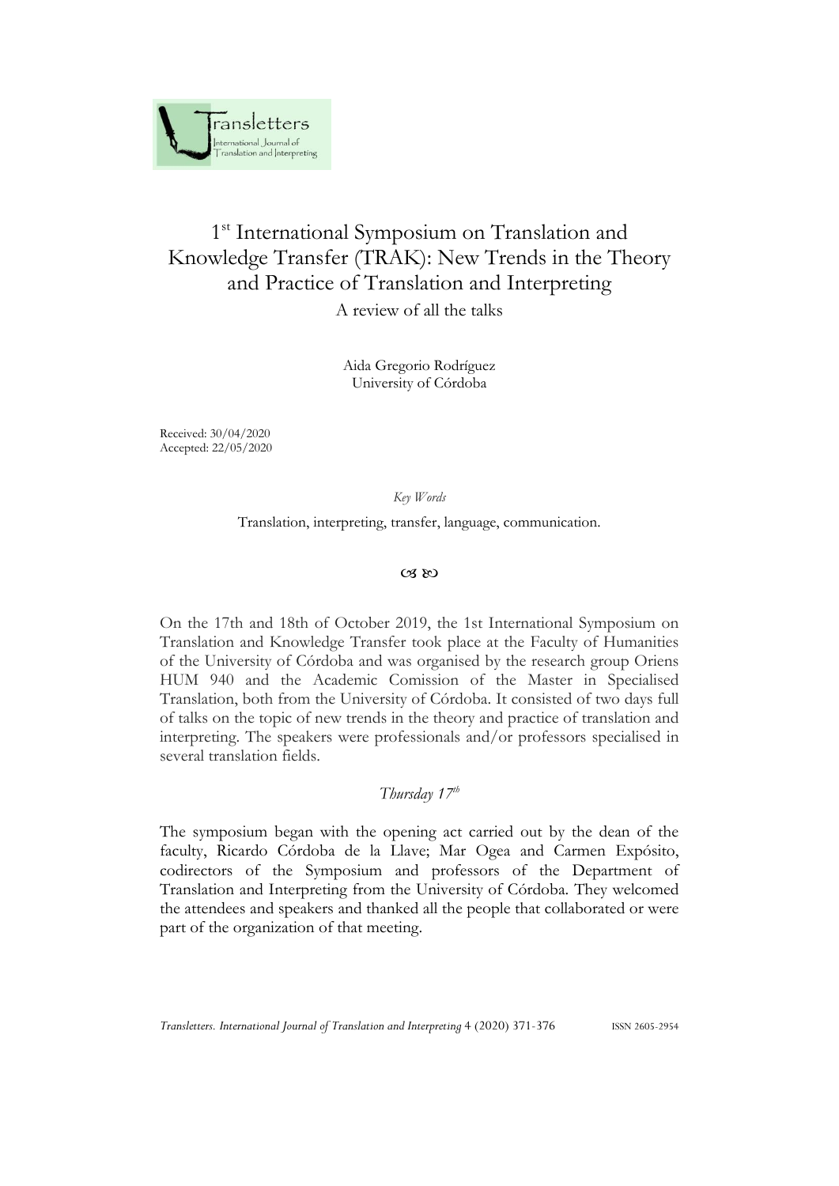# 1st International Symposium on Translation and Knowledge Transfer (TRAK): New Trends in the Theory and Practice of Translation and Interpreting

A review of all the talks

Aida Gregorio Rodríguez
University of Córdoba

Received: 30/04/2020
Accepted: 22/05/2020

*Key Words*

Translation, interpreting, transfer, language, communication.

On the 17th and 18th of October 2019, the 1st International Symposium on Translation and Knowledge Transfer took place at the Faculty of Humanities of the University of Córdoba and was organised by the research group Oriens HUM 940 and the Academic Comission of the Master in Specialised Translation, both from the University of Córdoba. It consisted of two days full of talks on the topic of new trends in the theory and practice of translation and interpreting. The speakers were professionals and/or professors specialised in several translation fields.

## *Thursday 17th*

The symposium began with the opening act carried out by the dean of the faculty, Ricardo Córdoba de la Llave; Mar Ogea and Carmen Expósito, codirectors of the Symposium and professors of the Department of Translation and Interpreting from the University of Córdoba. They welcomed the attendees and speakers and thanked all the people that collaborated or were part of the organization of that meeting.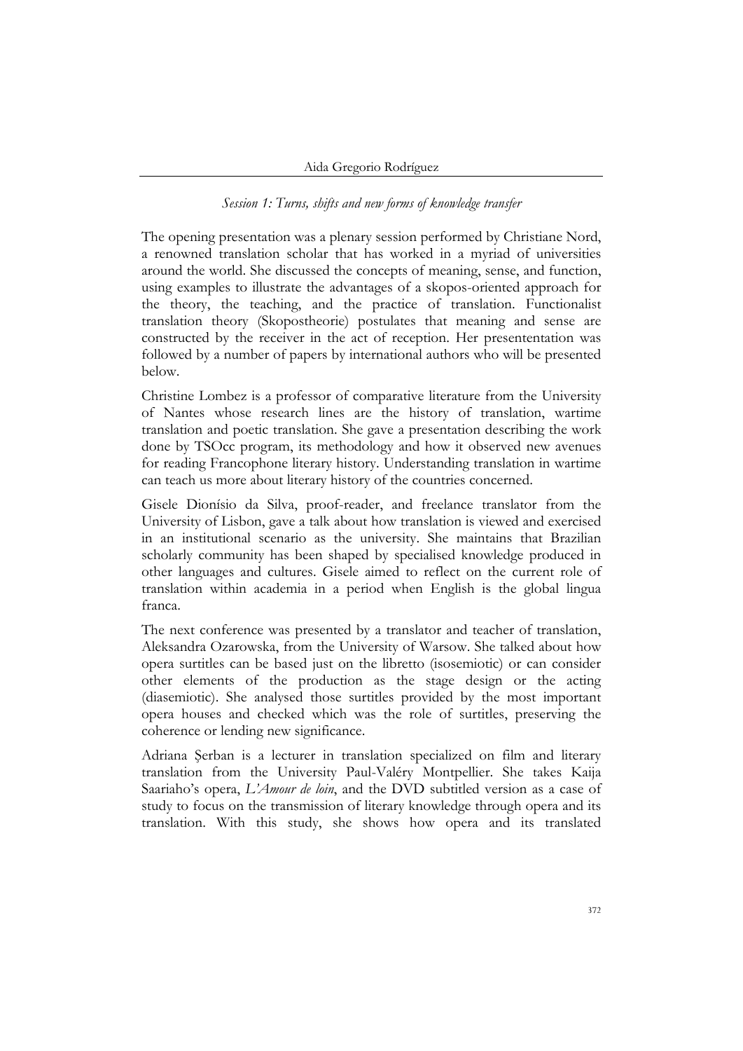*Session 1: Turns, shifts and new forms of knowledge transfer*

The opening presentation was a plenary session performed by Christiane Nord, a renowned translation scholar that has worked in a myriad of universities around the world. She discussed the concepts of meaning, sense, and function, using examples to illustrate the advantages of a skopos-oriented approach for the theory, the teaching, and the practice of translation. Functionalist translation theory (Skopostheorie) postulates that meaning and sense are constructed by the receiver in the act of reception. Her presententation was followed by a number of papers by international authors who will be presented below.

Christine Lombez is a professor of comparative literature from the University of Nantes whose research lines are the history of translation, wartime translation and poetic translation. She gave a presentation describing the work done by TSOcc program, its methodology and how it observed new avenues for reading Francophone literary history. Understanding translation in wartime can teach us more about literary history of the countries concerned.

Gisele Dionísio da Silva, proof-reader, and freelance translator from the University of Lisbon, gave a talk about how translation is viewed and exercised in an institutional scenario as the university. She maintains that Brazilian scholarly community has been shaped by specialised knowledge produced in other languages and cultures. Gisele aimed to reflect on the current role of translation within academia in a period when English is the global lingua franca.

The next conference was presented by a translator and teacher of translation, Aleksandra Ozarowska, from the University of Warsow. She talked about how opera surtitles can be based just on the libretto (isosemiotic) or can consider other elements of the production as the stage design or the acting (diasemiotic). She analysed those surtitles provided by the most important opera houses and checked which was the role of surtitles, preserving the coherence or lending new significance.

Adriana Șerban is a lecturer in translation specialized on film and literary translation from the University Paul-Valéry Montpellier. She takes Kaija Saariaho's opera, *L'Amour de loin*, and the DVD subtitled version as a case of study to focus on the transmission of literary knowledge through opera and its translation. With this study, she shows how opera and its translated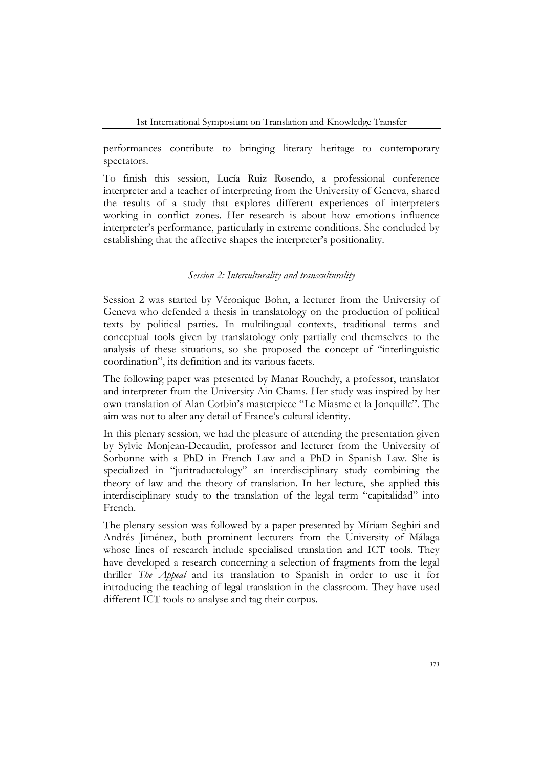performances contribute to bringing literary heritage to contemporary spectators.

To finish this session, Lucía Ruiz Rosendo, a professional conference interpreter and a teacher of interpreting from the University of Geneva, shared the results of a study that explores different experiences of interpreters working in conflict zones. Her research is about how emotions influence interpreter's performance, particularly in extreme conditions. She concluded by establishing that the affective shapes the interpreter's positionality.

*Session 2: Interculturality and transculturality*

Session 2 was started by Véronique Bohn, a lecturer from the University of Geneva who defended a thesis in translatology on the production of political texts by political parties. In multilingual contexts, traditional terms and conceptual tools given by translatology only partially end themselves to the analysis of these situations, so she proposed the concept of "interlinguistic coordination", its definition and its various facets.

The following paper was presented by Manar Rouchdy, a professor, translator and interpreter from the University Ain Chams. Her study was inspired by her own translation of Alan Corbin's masterpiece "Le Miasme et la Jonquille". The aim was not to alter any detail of France's cultural identity.

In this plenary session, we had the pleasure of attending the presentation given by Sylvie Monjean-Decaudin, professor and lecturer from the University of Sorbonne with a PhD in French Law and a PhD in Spanish Law. She is specialized in "juritraductology" an interdisciplinary study combining the theory of law and the theory of translation. In her lecture, she applied this interdisciplinary study to the translation of the legal term "capitalidad" into French.

The plenary session was followed by a paper presented by Míriam Seghiri and Andrés Jiménez, both prominent lecturers from the University of Málaga whose lines of research include specialised translation and ICT tools. They have developed a research concerning a selection of fragments from the legal thriller *The Appeal* and its translation to Spanish in order to use it for introducing the teaching of legal translation in the classroom. They have used different ICT tools to analyse and tag their corpus.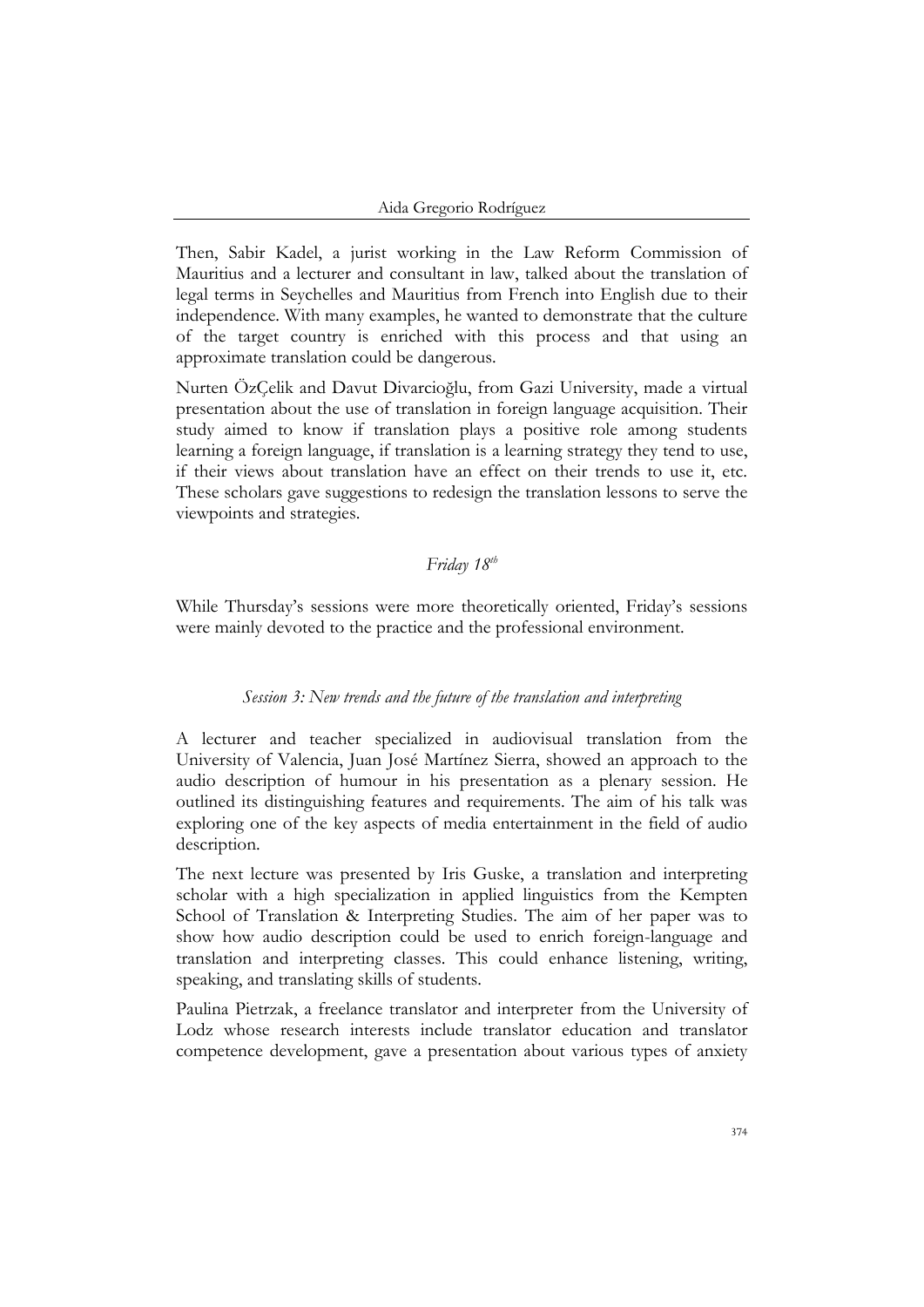Then, Sabir Kadel, a jurist working in the Law Reform Commission of Mauritius and a lecturer and consultant in law, talked about the translation of legal terms in Seychelles and Mauritius from French into English due to their independence. With many examples, he wanted to demonstrate that the culture of the target country is enriched with this process and that using an approximate translation could be dangerous.

Nurten ÖzÇelik and Davut Divarcioğlu, from Gazi University, made a virtual presentation about the use of translation in foreign language acquisition. Their study aimed to know if translation plays a positive role among students learning a foreign language, if translation is a learning strategy they tend to use, if their views about translation have an effect on their trends to use it, etc. These scholars gave suggestions to redesign the translation lessons to serve the viewpoints and strategies.

### *Friday 18th*

While Thursday's sessions were more theoretically oriented, Friday's sessions were mainly devoted to the practice and the professional environment.

#### *Session 3: New trends and the future of the translation and interpreting*

A lecturer and teacher specialized in audiovisual translation from the University of Valencia, Juan José Martínez Sierra, showed an approach to the audio description of humour in his presentation as a plenary session. He outlined its distinguishing features and requirements. The aim of his talk was exploring one of the key aspects of media entertainment in the field of audio description.

The next lecture was presented by Iris Guske, a translation and interpreting scholar with a high specialization in applied linguistics from the Kempten School of Translation & Interpreting Studies. The aim of her paper was to show how audio description could be used to enrich foreign-language and translation and interpreting classes. This could enhance listening, writing, speaking, and translating skills of students.

Paulina Pietrzak, a freelance translator and interpreter from the University of Lodz whose research interests include translator education and translator competence development, gave a presentation about various types of anxiety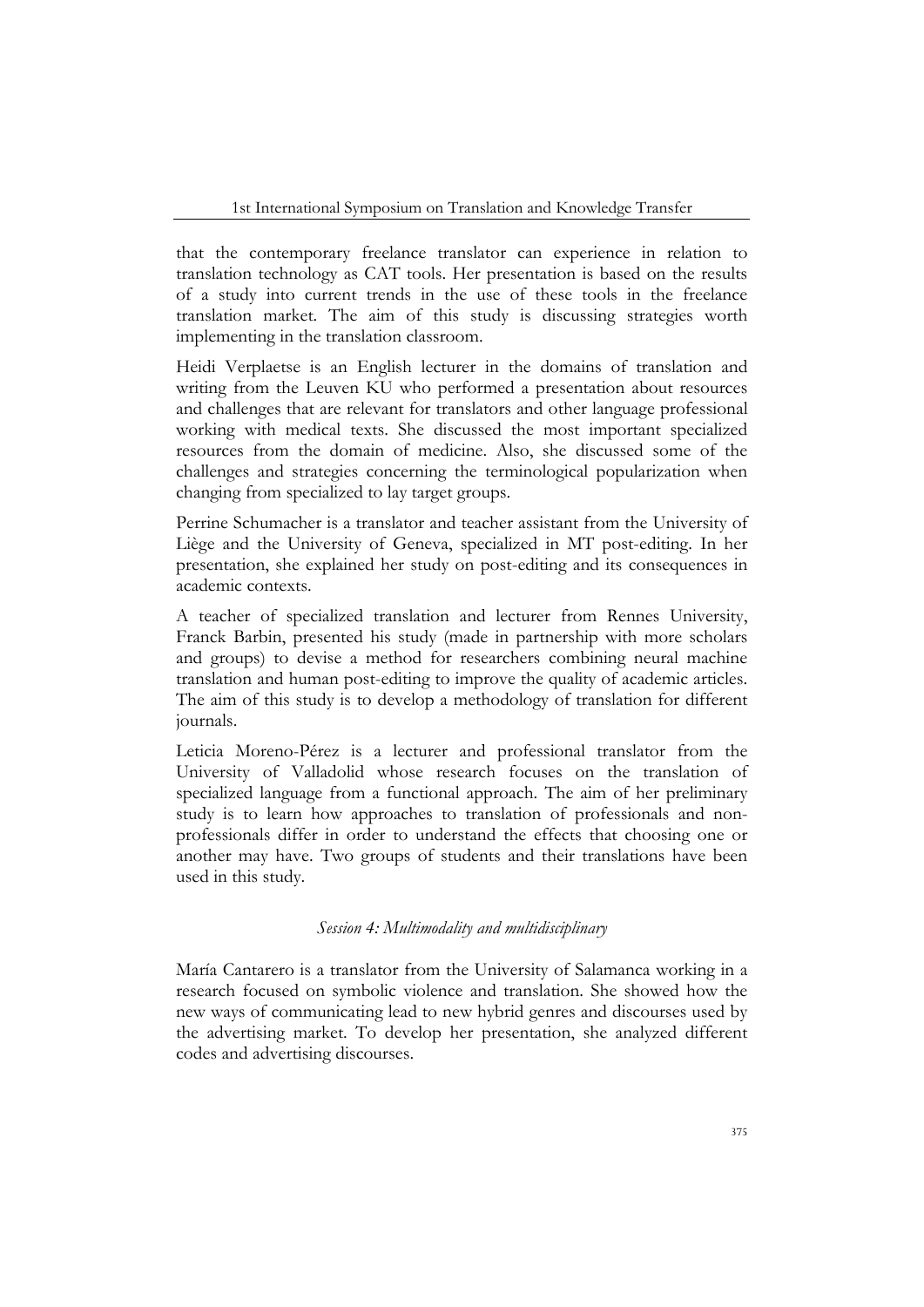that the contemporary freelance translator can experience in relation to translation technology as CAT tools. Her presentation is based on the results of a study into current trends in the use of these tools in the freelance translation market. The aim of this study is discussing strategies worth implementing in the translation classroom.

Heidi Verplaetse is an English lecturer in the domains of translation and writing from the Leuven KU who performed a presentation about resources and challenges that are relevant for translators and other language professional working with medical texts. She discussed the most important specialized resources from the domain of medicine. Also, she discussed some of the challenges and strategies concerning the terminological popularization when changing from specialized to lay target groups.

Perrine Schumacher is a translator and teacher assistant from the University of Liège and the University of Geneva, specialized in MT post-editing. In her presentation, she explained her study on post-editing and its consequences in academic contexts.

A teacher of specialized translation and lecturer from Rennes University, Franck Barbin, presented his study (made in partnership with more scholars and groups) to devise a method for researchers combining neural machine translation and human post-editing to improve the quality of academic articles. The aim of this study is to develop a methodology of translation for different journals.

Leticia Moreno-Pérez is a lecturer and professional translator from the University of Valladolid whose research focuses on the translation of specialized language from a functional approach. The aim of her preliminary study is to learn how approaches to translation of professionals and non-professionals differ in order to understand the effects that choosing one or another may have. Two groups of students and their translations have been used in this study.

*Session 4: Multimodality and multidisciplinary*

María Cantarero is a translator from the University of Salamanca working in a research focused on symbolic violence and translation. She showed how the new ways of communicating lead to new hybrid genres and discourses used by the advertising market. To develop her presentation, she analyzed different codes and advertising discourses.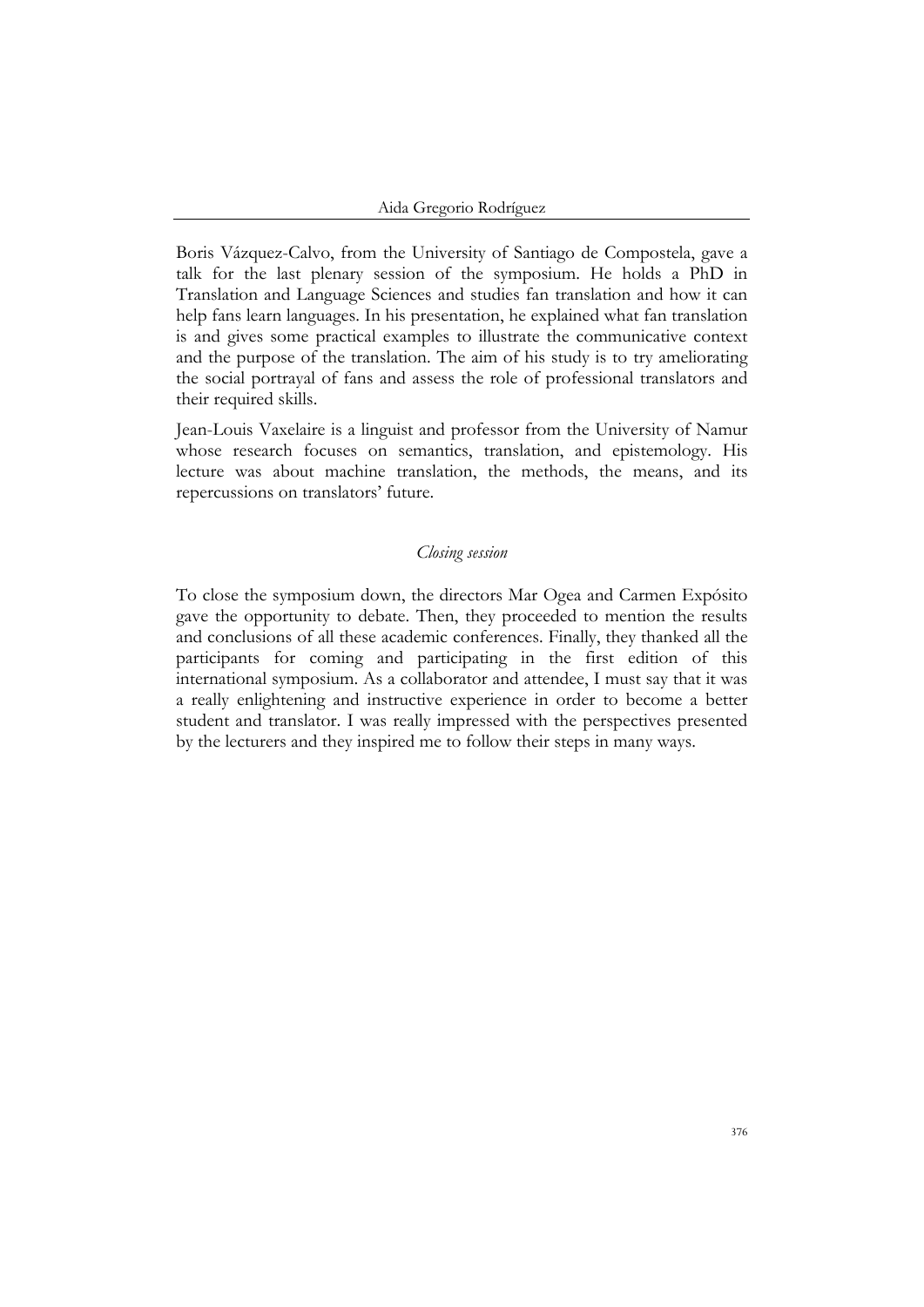Boris Vázquez-Calvo, from the University of Santiago de Compostela, gave a talk for the last plenary session of the symposium. He holds a PhD in Translation and Language Sciences and studies fan translation and how it can help fans learn languages. In his presentation, he explained what fan translation is and gives some practical examples to illustrate the communicative context and the purpose of the translation. The aim of his study is to try ameliorating the social portrayal of fans and assess the role of professional translators and their required skills.

Jean-Louis Vaxelaire is a linguist and professor from the University of Namur whose research focuses on semantics, translation, and epistemology. His lecture was about machine translation, the methods, the means, and its repercussions on translators' future.

### *Closing session*

To close the symposium down, the directors Mar Ogea and Carmen Expósito gave the opportunity to debate. Then, they proceeded to mention the results and conclusions of all these academic conferences. Finally, they thanked all the participants for coming and participating in the first edition of this international symposium. As a collaborator and attendee, I must say that it was a really enlightening and instructive experience in order to become a better student and translator. I was really impressed with the perspectives presented by the lecturers and they inspired me to follow their steps in many ways.